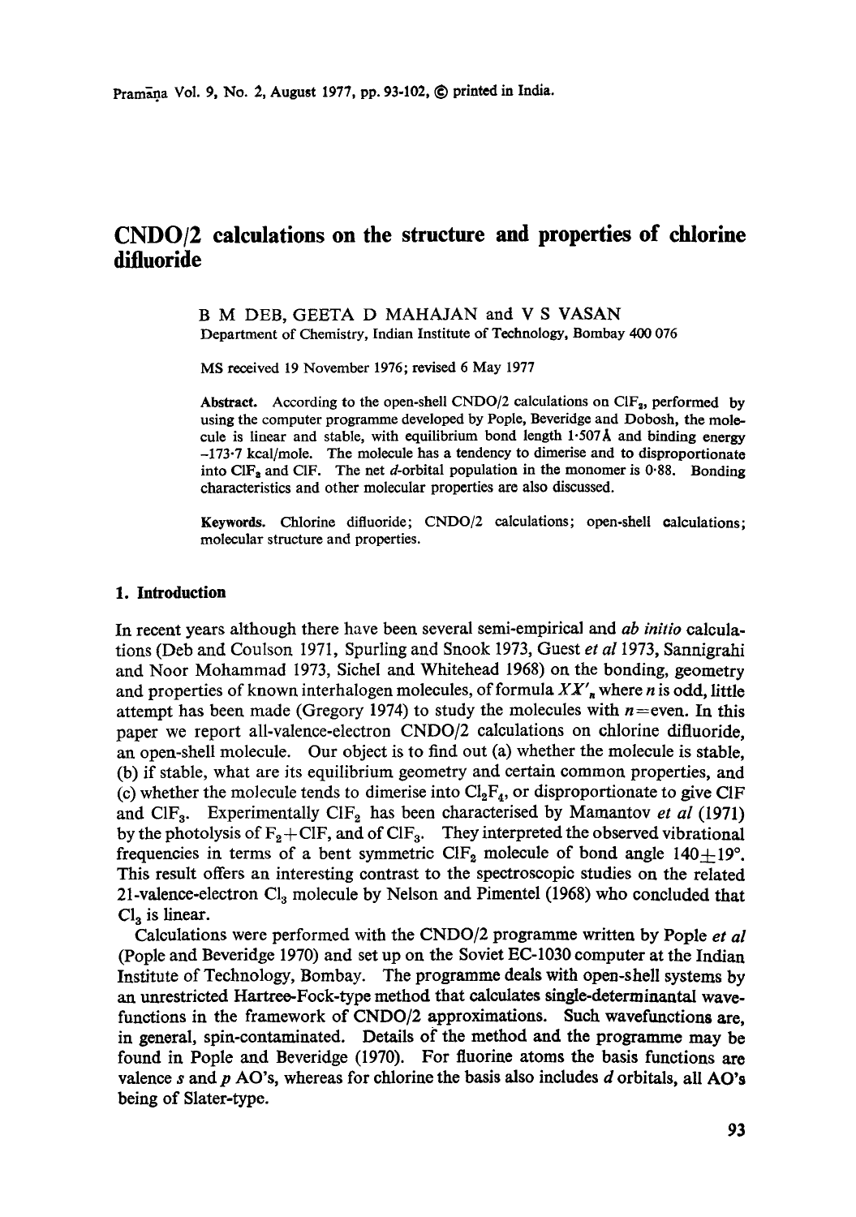# CNDO/2 calculations on the structure and properties of chlorine difluoride

B M DEB, GEETA D MAHAJAN and V S VASAN

Department of Chemistry, Indian Institute of Technology, Bombay 400 076

MS received 19 November 1976; revised 6 May 1977

**Abstract.** According to the open-shell CNDO/2 calculations on $ClF_2$, performed by using the computer programme developed by Pople, Beveridge and Dobosh, the molecule is linear and stable, with equilibrium bond length 1·507Å and binding energy −173·7 kcal/mole. The molecule has a tendency to dimerise and to disproportionate into $ClF_3$ and ClF. The net *d*-orbital population in the monomer is 0·88. Bonding characteristics and other molecular properties are also discussed.

**Keywords.** Chlorine difluoride; CNDO/2 calculations; open-shell calculations; molecular structure and properties.

## 1. Introduction

In recent years although there have been several semi-empirical and *ab initio* calculations (Deb and Coulson 1971, Spurling and Snook 1973, Guest *et al* 1973, Sannigrahi and Noor Mohammad 1973, Sichel and Whitehead 1968) on the bonding, geometry and properties of known interhalogen molecules, of formula $XX'_n$ where $n$ is odd, little attempt has been made (Gregory 1974) to study the molecules with $n$=even. In this paper we report all-valence-electron CNDO/2 calculations on chlorine difluoride, an open-shell molecule. Our object is to find out (a) whether the molecule is stable, (b) if stable, what are its equilibrium geometry and certain common properties, and (c) whether the molecule tends to dimerise into $Cl_2F_4$, or disproportionate to give ClF and $ClF_3$. Experimentally $ClF_2$ has been characterised by Mamantov *et al* (1971) by the photolysis of $F_2$+ClF, and of $ClF_3$. They interpreted the observed vibrational frequencies in terms of a bent symmetric $ClF_2$ molecule of bond angle $140\pm19°$. This result offers an interesting contrast to the spectroscopic studies on the related 21-valence-electron $Cl_3$ molecule by Nelson and Pimentel (1968) who concluded that $Cl_3$ is linear.

Calculations were performed with the CNDO/2 programme written by Pople *et al* (Pople and Beveridge 1970) and set up on the Soviet EC-1030 computer at the Indian Institute of Technology, Bombay. The programme deals with open-shell systems by an unrestricted Hartree-Fock-type method that calculates single-determinantal wavefunctions in the framework of CNDO/2 approximations. Such wavefunctions are, in general, spin-contaminated. Details of the method and the programme may be found in Pople and Beveridge (1970). For fluorine atoms the basis functions are valence *s* and *p* AO's, whereas for chlorine the basis also includes *d* orbitals, all AO's being of Slater-type.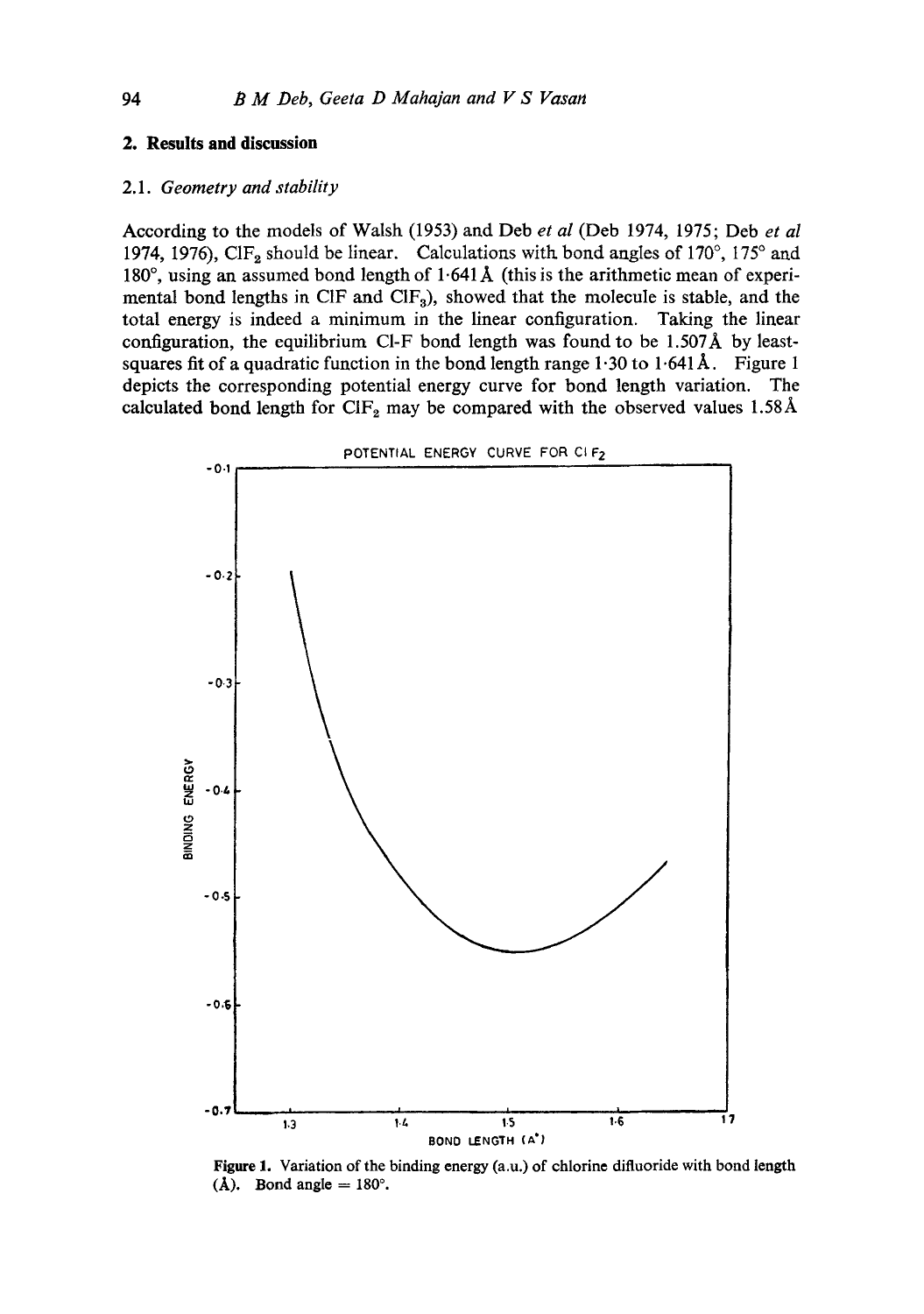## 2. Results and discussion

### 2.1. *Geometry and stability*

According to the models of Walsh (1953) and Deb *et al* (Deb 1974, 1975; Deb *et al* 1974, 1976), $ClF_2$ should be linear. Calculations with bond angles of 170°, 175° and 180°, using an assumed bond length of 1·641 Å (this is the arithmetic mean of experimental bond lengths in ClF and $ClF_3$), showed that the molecule is stable, and the total energy is indeed a minimum in the linear configuration. Taking the linear configuration, the equilibrium Cl-F bond length was found to be 1.507 Å by least-squares fit of a quadratic function in the bond length range 1·30 to 1·641 Å. Figure 1 depicts the corresponding potential energy curve for bond length variation. The calculated bond length for $ClF_2$ may be compared with the observed values 1.58 Å

POTENTIAL ENERGY CURVE FOR Cl $F_2$

BINDING ENERGY

-0·1
-0·2
-0·3
-0·4
-0·5
-0·6
-0·7

1·3
1·4
1·5
1·6
1·7

BOND LENGTH (A°)

**Figure 1.** Variation of the binding energy (a.u.) of chlorine difluoride with bond length (Å). Bond angle = 180°.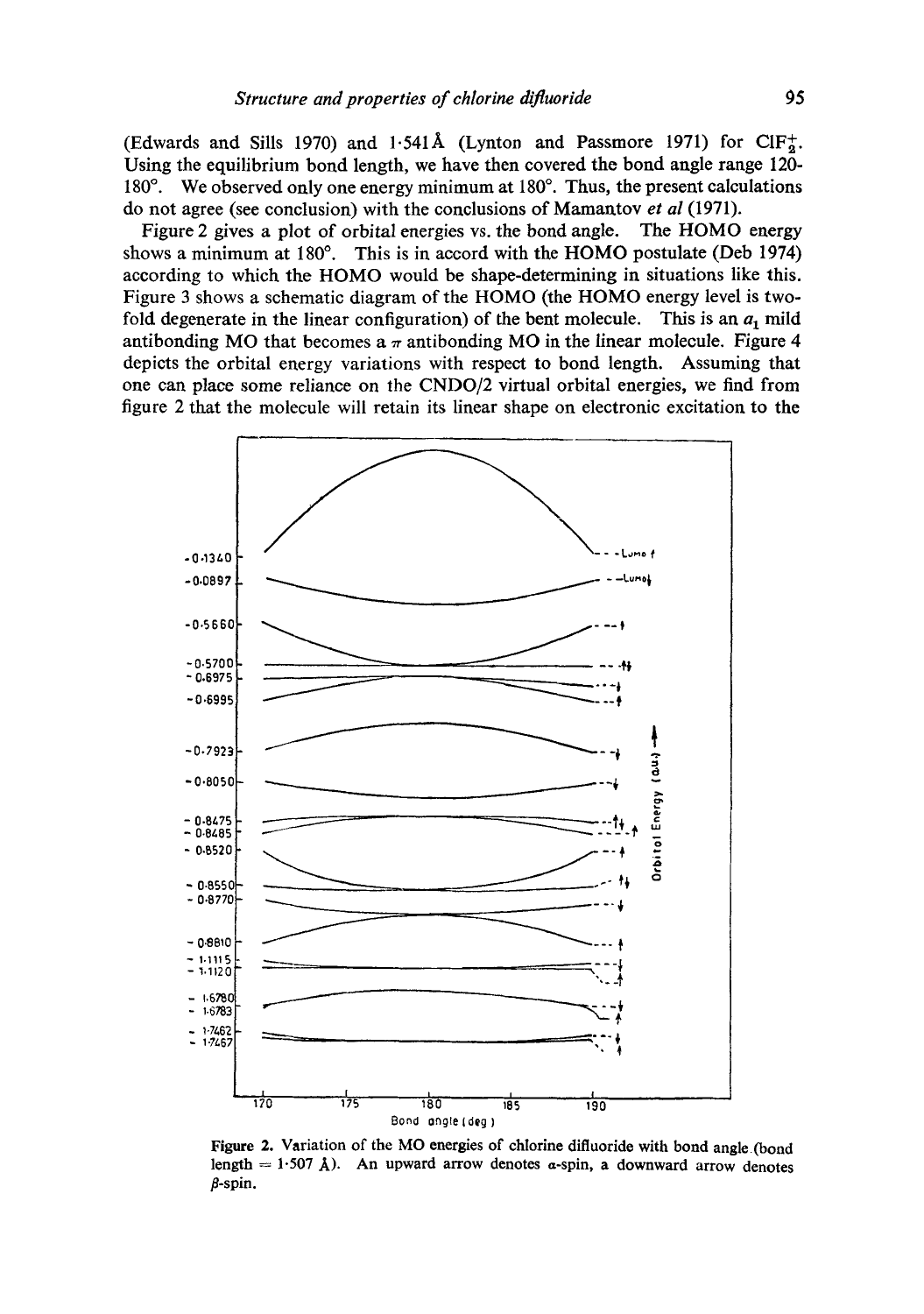(Edwards and Sills 1970) and 1·541 Å (Lynton and Passmore 1971) for $ClF_2^+$. Using the equilibrium bond length, we have then covered the bond angle range 120-180°. We observed only one energy minimum at 180°. Thus, the present calculations do not agree (see conclusion) with the conclusions of Mamantov *et al* (1971).

Figure 2 gives a plot of orbital energies vs. the bond angle. The HOMO energy shows a minimum at 180°. This is in accord with the HOMO postulate (Deb 1974) according to which the HOMO would be shape-determining in situations like this. Figure 3 shows a schematic diagram of the HOMO (the HOMO energy level is two-fold degenerate in the linear configuration) of the bent molecule. This is an $a_1$ mild antibonding MO that becomes a $\pi$ antibonding MO in the linear molecule. Figure 4 depicts the orbital energy variations with respect to bond length. Assuming that one can place some reliance on the CNDO/2 virtual orbital energies, we find from figure 2 that the molecule will retain its linear shape on electronic excitation to the

-0·1340
-0·0897
-0·5660
-0·5700
-0·6975
-0·6995
-0·7923
-0·8050
-0·8475
-0·8485
-0·8520
-0·8550
-0·8770
-0·8810
-1·1115
-1·1120
-1·6780
-1·6783
-1·7462
-1·7467

LUMO
LUMO

Orbital Energy (a.u.)

170 175 180 185 190
Bond angle (deg)

**Figure 2.** Variation of the MO energies of chlorine difluoride with bond angle (bond length = 1·507 Å). An upward arrow denotes $\alpha$-spin, a downward arrow denotes $\beta$-spin.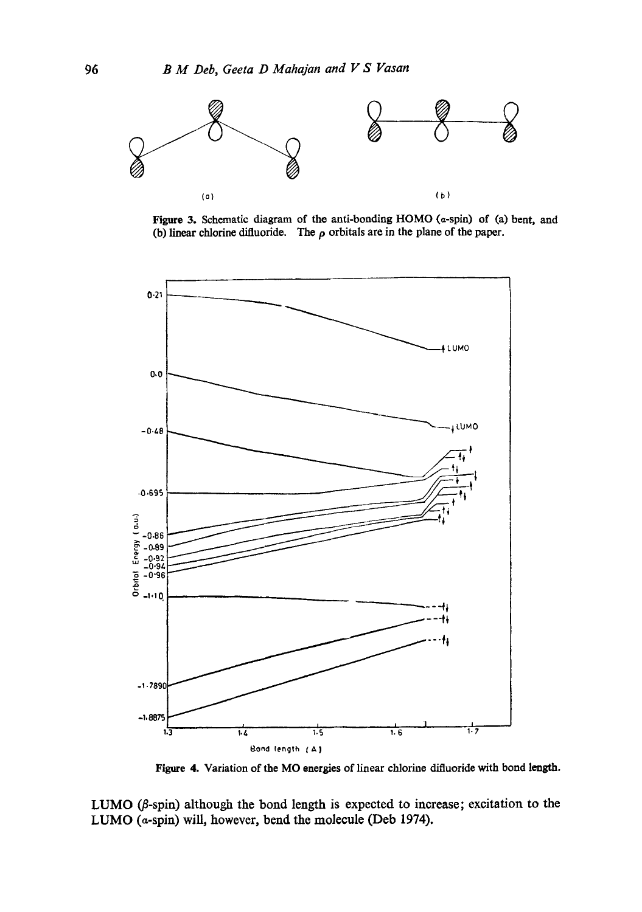(a)

(b)

Figure 3. Schematic diagram of the anti-bonding HOMO ($\alpha$-spin) of (a) bent, and (b) linear chlorine difluoride. The $p$ orbitals are in the plane of the paper.

0·21

0·0

-0·48

-0·695

-0·86

-0·89

-0·92

-0·94

-0·96

-1·10

-1·7890

-1·8875

Orbital Energy (a.u.)

LUMO

LUMO

1·3

1·4

1·5

1·6

1·7

Bond length (Å)

Figure 4. Variation of the MO energies of linear chlorine difluoride with bond length.

LUMO ($\beta$-spin) although the bond length is expected to increase; excitation to the LUMO ($\alpha$-spin) will, however, bend the molecule (Deb 1974).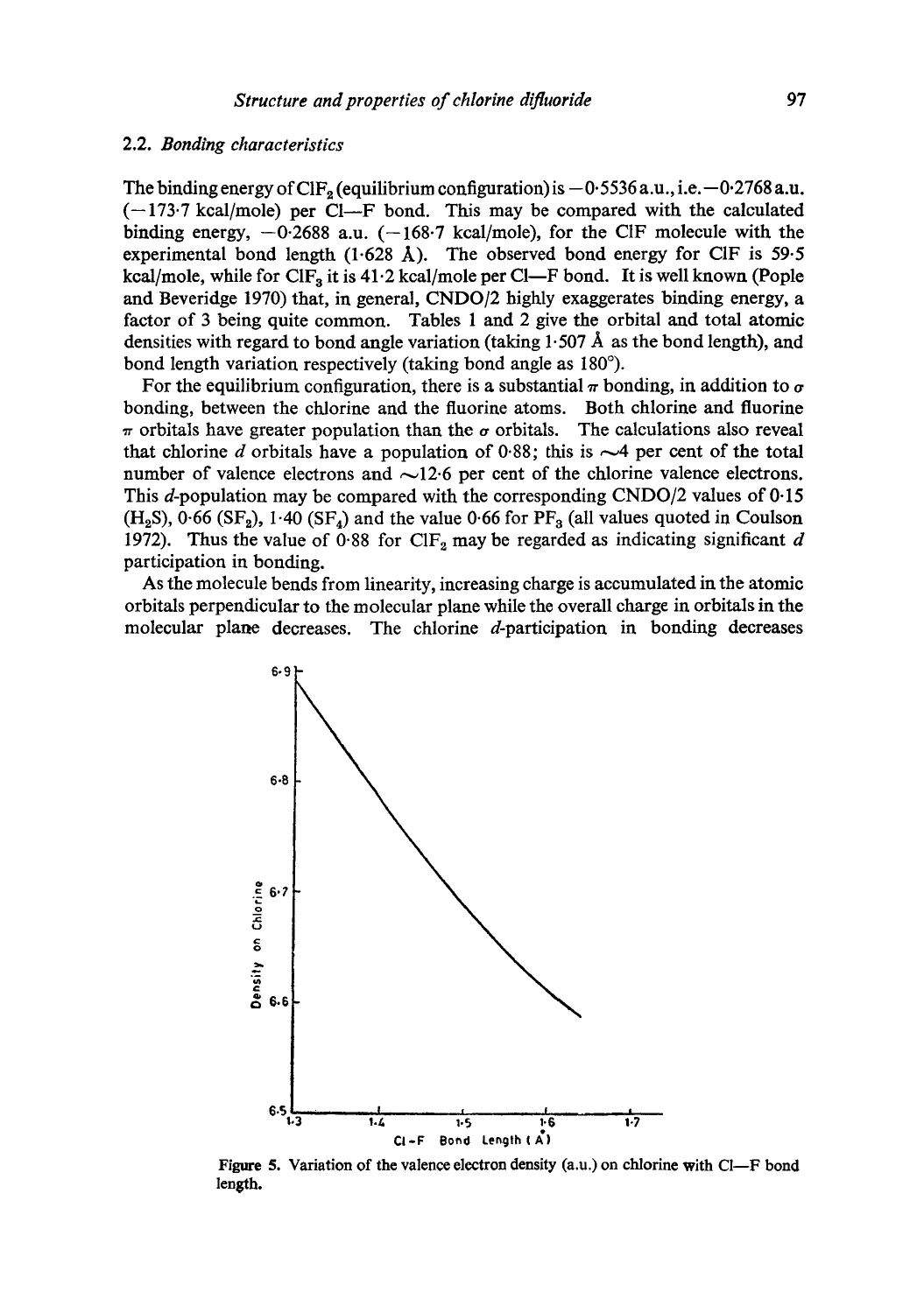## 2.2. *Bonding characteristics*

The binding energy of $ClF_2$ (equilibrium configuration) is $-0.5536$ a.u., i.e. $-0.2768$ a.u. ($-173.7$ kcal/mole) per Cl—F bond. This may be compared with the calculated binding energy, $-0.2688$ a.u. ($-168.7$ kcal/mole), for the ClF molecule with the experimental bond length (1·628 Å). The observed bond energy for ClF is 59·5 kcal/mole, while for $ClF_3$ it is 41·2 kcal/mole per Cl—F bond. It is well known (Pople and Beveridge 1970) that, in general, CNDO/2 highly exaggerates binding energy, a factor of 3 being quite common. Tables 1 and 2 give the orbital and total atomic densities with regard to bond angle variation (taking 1·507 Å as the bond length), and bond length variation respectively (taking bond angle as 180°).

For the equilibrium configuration, there is a substantial $\pi$ bonding, in addition to $\sigma$ bonding, between the chlorine and the fluorine atoms. Both chlorine and fluorine $\pi$ orbitals have greater population than the $\sigma$ orbitals. The calculations also reveal that chlorine *d* orbitals have a population of 0·88; this is ~4 per cent of the total number of valence electrons and ~12·6 per cent of the chlorine valence electrons. This *d*-population may be compared with the corresponding CNDO/2 values of 0·15 ($H_2S$), 0·66 ($SF_2$), 1·40 ($SF_4$) and the value 0·66 for $PF_3$ (all values quoted in Coulson 1972). Thus the value of 0·88 for $ClF_2$ may be regarded as indicating significant *d* participation in bonding.

As the molecule bends from linearity, increasing charge is accumulated in the atomic orbitals perpendicular to the molecular plane while the overall charge in orbitals in the molecular plane decreases. The chlorine *d*-participation in bonding decreases

Density on Chlorine

6·9
6·8
6·7
6·6
6·5

1·3 1·4 1·5 1·6 1·7

Cl - F Bond Length ( Å )

**Figure 5.** Variation of the valence electron density (a.u.) on chlorine with Cl—F bond length.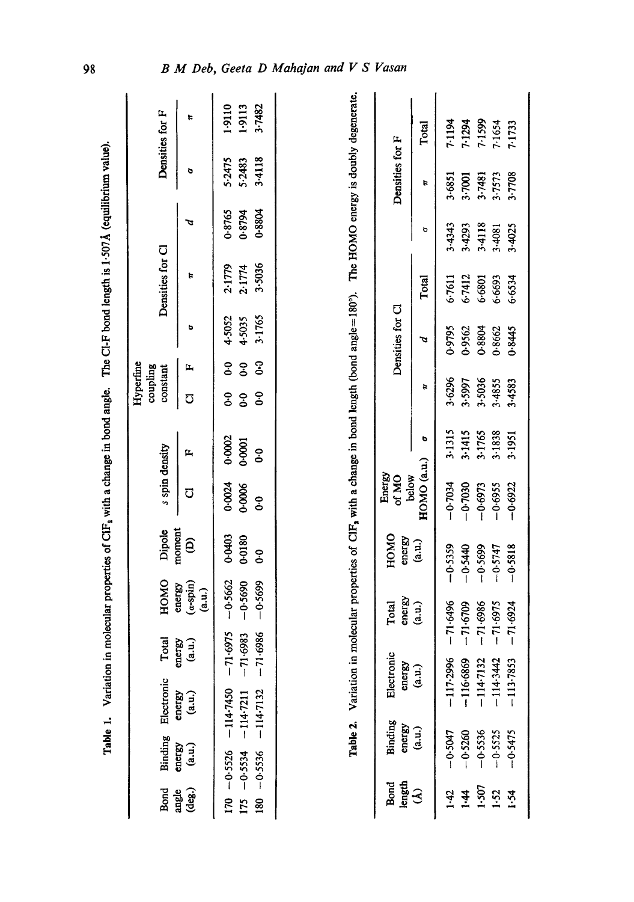**Table 1.** Variation in molecular properties of $ClF_2$ with a change in bond angle. The Cl-F bond length is 1·507Å (equilibrium value).

| Bond angle (deg.) | Binding energy (a.u.) | Electronic energy (a.u.) | Total energy (a.u.) | HOMO energy ($\alpha$-spin) (a.u.) | Dipole moment (D) | s spin density | | Hyperfine coupling constant | | Densities for Cl | | | Densities for F | |
|---|---|---|---|---|---|---|---|---|---|---|---|---|---|---|
| | | | | | | Cl | F | Cl | F | $\sigma$ | $\pi$ | $d$ | $\sigma$ | $\pi$ |
| 170 | −0·5526 | −114·7450 | −71·6975 | −0·5662 | 0·0403 | 0·0024 | 0·0002 | 0·0 | 0·0 | 4·5052 | 2·1779 | 0·8765 | 5·2475 | 1·9110 |
| 175 | −0·5534 | −114·7211 | −71·6983 | −0·5690 | 0·0180 | 0·0006 | 0·0001 | 0·0 | 0·0 | 4·5035 | 2·1774 | 0·8794 | 5·2483 | 1·9113 |
| 180 | −0·5536 | −114·7132 | −71·6986 | −0·5699 | 0·0 | 0·0 | 0·0 | 0·0 | 0·0 | 3·1765 | 3·5036 | 0·8804 | 3·4118 | 3·7482 |

**Table 2.** Variation in molecular properties of $ClF_2$ with a change in bond length (bond angle = 180°). The HOMO energy is doubly degenerate.

| Bond length (Å) | Binding energy (a.u.) | Electronic energy (a.u.) | Total energy (a.u.) | HOMO energy (a.u.) | Energy of MO below HOMO (a.u.) | Densities for Cl | | | | Densities for F | | |
|---|---|---|---|---|---|---|---|---|---|---|---|---|
| | | | | | | $\sigma$ | $\pi$ | $d$ | Total | $\sigma$ | $\pi$ | Total |
| 1·42 | −0·5047 | −117·2996 | −71·6496 | −0·5359 | −0·7034 | 3·1315 | 3·6296 | 0·9795 | 6·7611 | 3·4343 | 3·6851 | 7·1194 |
| 1·44 | −0·5260 | −116·6869 | −71·6709 | −0·5440 | −0·7030 | 3·1415 | 3·5997 | 0·9562 | 6·7412 | 3·4293 | 3·7001 | 7·1294 |
| 1·507 | −0·5536 | −114·7132 | −71·6986 | −0·5699 | −0·6973 | 3·1765 | 3·5036 | 0·8804 | 6·6801 | 3·4118 | 3·7481 | 7·1599 |
| 1·52 | −0·5525 | −114·3442 | −71·6975 | −0·5747 | −0·6955 | 3·1838 | 3·4855 | 0·8662 | 6·6693 | 3·4081 | 3·7573 | 7·1654 |
| 1·54 | −0·5475 | −113·7853 | −71·6924 | −0·5818 | −0·6922 | 3·1951 | 3·4583 | 0·8445 | 6·6534 | 3·4025 | 3·7708 | 7·1733 |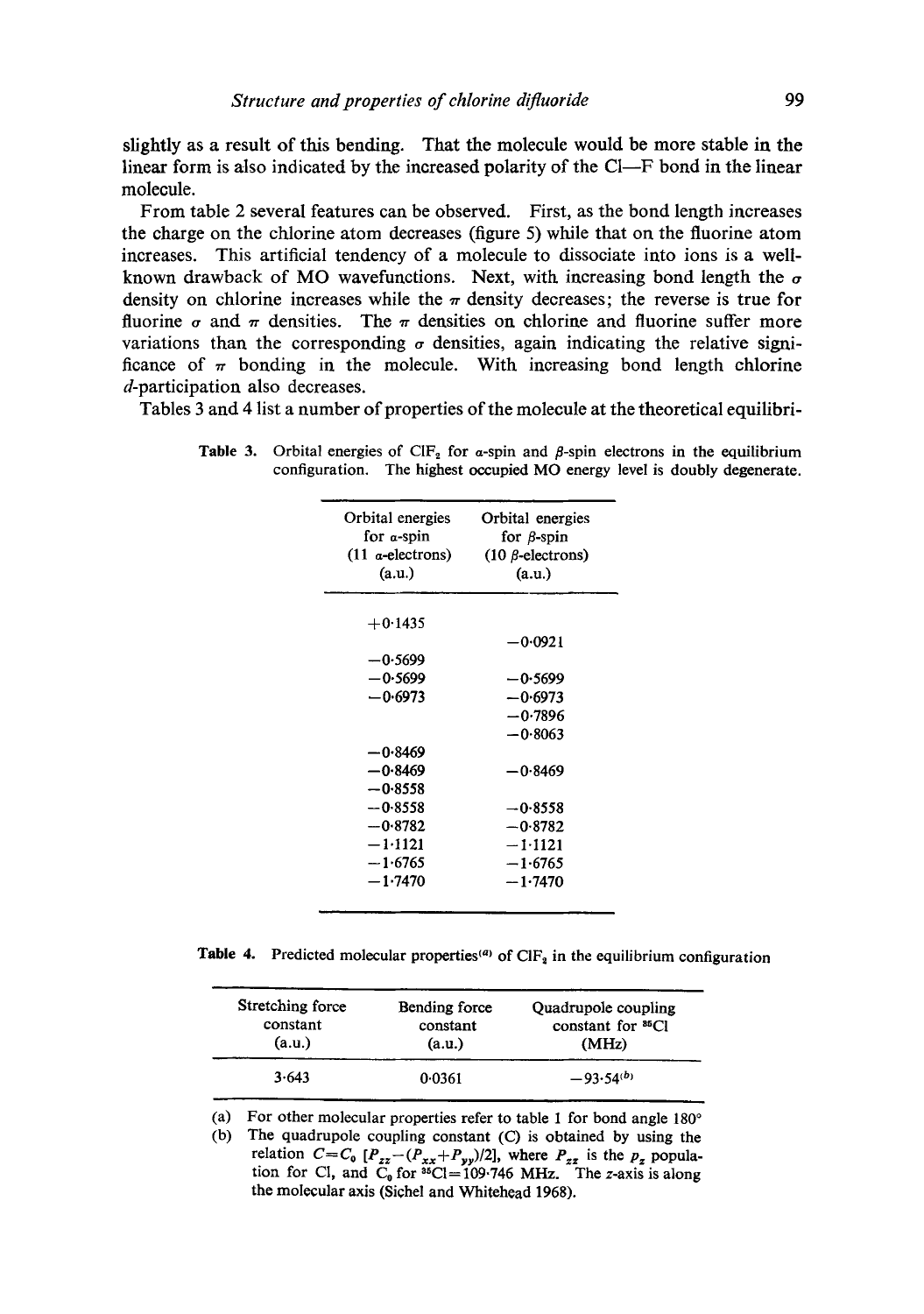slightly as a result of this bending. That the molecule would be more stable in the linear form is also indicated by the increased polarity of the Cl—F bond in the linear molecule.

From table 2 several features can be observed. First, as the bond length increases the charge on the chlorine atom decreases (figure 5) while that on the fluorine atom increases. This artificial tendency of a molecule to dissociate into ions is a well-known drawback of MO wavefunctions. Next, with increasing bond length the $\sigma$ density on chlorine increases while the $\pi$ density decreases; the reverse is true for fluorine $\sigma$ and $\pi$ densities. The $\pi$ densities on chlorine and fluorine suffer more variations than the corresponding $\sigma$ densities, again indicating the relative significance of $\pi$ bonding in the molecule. With increasing bond length chlorine $d$-participation also decreases.

Tables 3 and 4 list a number of properties of the molecule at the theoretical equilibri-

**Table 3.** Orbital energies of $ClF_2$ for $\alpha$-spin and $\beta$-spin electrons in the equilibrium configuration. The highest occupied MO energy level is doubly degenerate.

| Orbital energies for $\alpha$-spin (11 $\alpha$-electrons) (a.u.) | Orbital energies for $\beta$-spin (10 $\beta$-electrons) (a.u.) |
|---|---|
| +0·1435 | |
| | −0·0921 |
| −0·5699 | |
| −0·5699 | −0·5699 |
| −0·6973 | −0·6973 |
| | −0·7896 |
| | −0·8063 |
| −0·8469 | |
| −0·8469 | −0·8469 |
| −0·8558 | |
| −0·8558 | −0·8558 |
| −0·8782 | −0·8782 |
| −1·1121 | −1·1121 |
| −1·6765 | −1·6765 |
| −1·7470 | −1·7470 |

**Table 4.** Predicted molecular properties[(a)] of $ClF_2$ in the equilibrium configuration

| Stretching force constant (a.u.) | Bending force constant (a.u.) | Quadrupole coupling constant for $^{35}Cl$ (MHz) |
|---|---|---|
| 3·643 | 0·0361 | −93·54[(b)] |

(a) For other molecular properties refer to table 1 for bond angle 180°

(b) The quadrupole coupling constant (C) is obtained by using the relation $C = C_0\,[P_{zz} - (P_{xx} + P_{yy})/2]$, where $P_{zz}$ is the $p_z$ population for Cl, and $C_0$ for $^{35}Cl = 109{\cdot}746$ MHz. The $z$-axis is along the molecular axis (Sichel and Whitehead 1968).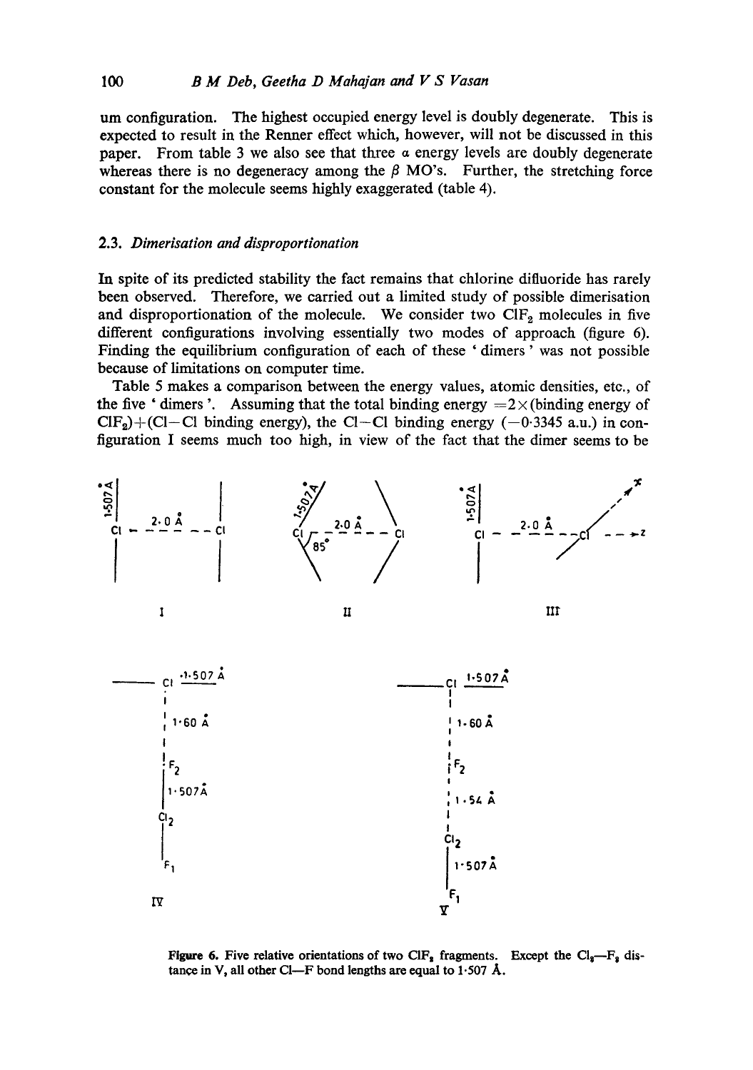um configuration. The highest occupied energy level is doubly degenerate. This is expected to result in the Renner effect which, however, will not be discussed in this paper. From table 3 we also see that three $\alpha$ energy levels are doubly degenerate whereas there is no degeneracy among the $\beta$ MO's. Further, the stretching force constant for the molecule seems highly exaggerated (table 4).

### 2.3. *Dimerisation and disproportionation*

In spite of its predicted stability the fact remains that chlorine difluoride has rarely been observed. Therefore, we carried out a limited study of possible dimerisation and disproportionation of the molecule. We consider two $ClF_2$ molecules in five different configurations involving essentially two modes of approach (figure 6). Finding the equilibrium configuration of each of these ' dimers ' was not possible because of limitations on computer time.

Table 5 makes a comparison between the energy values, atomic densities, etc., of the five ' dimers '. Assuming that the total binding energy $=2\times$(binding energy of $ClF_2$)+(Cl—Cl binding energy), the Cl—Cl binding energy (−0·3345 a.u.) in configuration I seems much too high, in view of the fact that the dimer seems to be

1·507 Å
2·0 Å
Cl
Cl
I

1·507 Å
2·0 Å
85°
Cl
Cl
II

1·507 Å
2·0 Å
Cl
Cl
x
z
III

Cl
1·507 Å
1·60 Å
$F_2$
1·507 Å
$Cl_2$
$F_1$
IV

Cl
1·507 Å
1·60 Å
$F_2$
1·54 Å
$Cl_2$
1·507 Å
$F_1$
V

**Figure 6.** Five relative orientations of two $ClF_2$ fragments. Except the $Cl_2$—$F_2$ distance in V, all other Cl—F bond lengths are equal to 1·507 Å.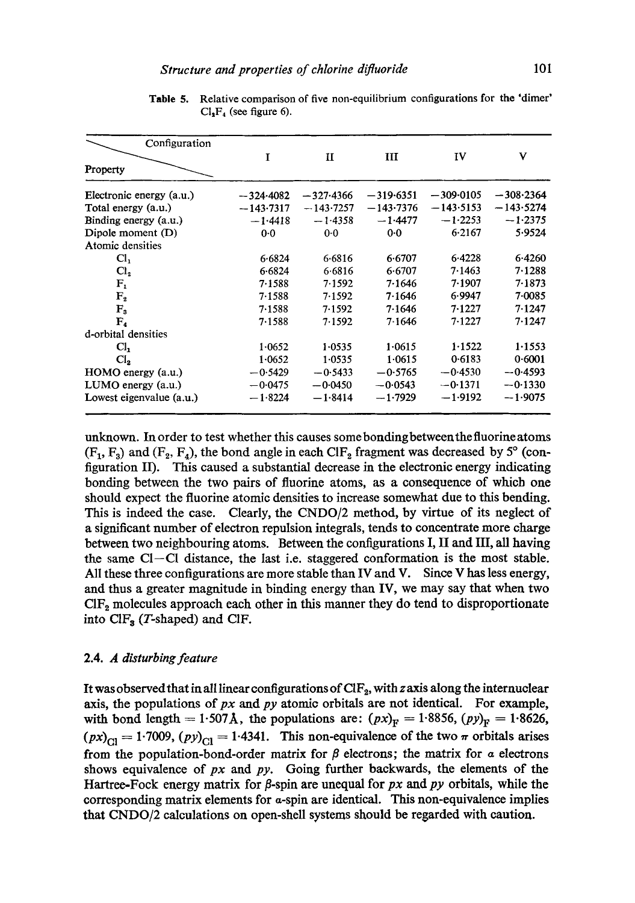**Table 5.** Relative comparison of five non-equilibrium configurations for the 'dimer' $Cl_2F_4$ (see figure 6).

| Property \ Configuration | I | II | III | IV | V |
|---|---|---|---|---|---|
| Electronic energy (a.u.) | −324·4082 | −327·4366 | −319·6351 | −309·0105 | −308·2364 |
| Total energy (a.u.) | −143·7317 | −143·7257 | −143·7376 | −143·5153 | −143·5274 |
| Binding energy (a.u.) | −1·4418 | −1·4358 | −1·4477 | −1·2253 | −1·2375 |
| Dipole moment (D) | 0·0 | 0·0 | 0·0 | 6·2167 | 5·9524 |
| Atomic densities | | | | | |
| $Cl_1$ | 6·6824 | 6·6816 | 6·6707 | 6·4228 | 6·4260 |
| $Cl_2$ | 6·6824 | 6·6816 | 6·6707 | 7·1463 | 7·1288 |
| $F_1$ | 7·1588 | 7·1592 | 7·1646 | 7·1907 | 7·1873 |
| $F_2$ | 7·1588 | 7·1592 | 7·1646 | 6·9947 | 7·0085 |
| $F_3$ | 7·1588 | 7·1592 | 7·1646 | 7·1227 | 7·1247 |
| $F_4$ | 7·1588 | 7·1592 | 7·1646 | 7·1227 | 7·1247 |
| d-orbital densities | | | | | |
| $Cl_1$ | 1·0652 | 1·0535 | 1·0615 | 1·1522 | 1·1553 |
| $Cl_2$ | 1·0652 | 1·0535 | 1·0615 | 0·6183 | 0·6001 |
| HOMO energy (a.u.) | −0·5429 | −0·5433 | −0·5765 | −0·4530 | −0·4593 |
| LUMO energy (a.u.) | −0·0475 | −0·0450 | −0·0543 | −0·1371 | −0·1330 |
| Lowest eigenvalue (a.u.) | −1·8224 | −1·8414 | −1·7929 | −1·9192 | −1·9075 |

unknown. In order to test whether this causes some bonding between the fluorine atoms ($F_1$, $F_3$) and ($F_2$, $F_4$), the bond angle in each $ClF_2$ fragment was decreased by 5° (configuration II). This caused a substantial decrease in the electronic energy indicating bonding between the two pairs of fluorine atoms, as a consequence of which one should expect the fluorine atomic densities to increase somewhat due to this bending. This is indeed the case. Clearly, the CNDO/2 method, by virtue of its neglect of a significant number of electron repulsion integrals, tends to concentrate more charge between two neighbouring atoms. Between the configurations I, II and III, all having the same Cl—Cl distance, the last i.e. staggered conformation is the most stable. All these three configurations are more stable than IV and V. Since V has less energy, and thus a greater magnitude in binding energy than IV, we may say that when two $ClF_2$ molecules approach each other in this manner they do tend to disproportionate into $ClF_3$ (*T*-shaped) and ClF.

### 2.4. *A disturbing feature*

It was observed that in all linear configurations of $ClF_2$, with $z$ axis along the internuclear axis, the populations of $px$ and $py$ atomic orbitals are not identical. For example, with bond length = 1·507 Å, the populations are: $(px)_F = 1{\cdot}8856$, $(py)_F = 1{\cdot}8626$, $(px)_{Cl} = 1{\cdot}7009$, $(py)_{Cl} = 1{\cdot}4341$. This non-equivalence of the two $\pi$ orbitals arises from the population-bond-order matrix for $\beta$ electrons; the matrix for $\alpha$ electrons shows equivalence of $px$ and $py$. Going further backwards, the elements of the Hartree-Fock energy matrix for $\beta$-spin are unequal for $px$ and $py$ orbitals, while the corresponding matrix elements for $\alpha$-spin are identical. This non-equivalence implies that CNDO/2 calculations on open-shell systems should be regarded with caution.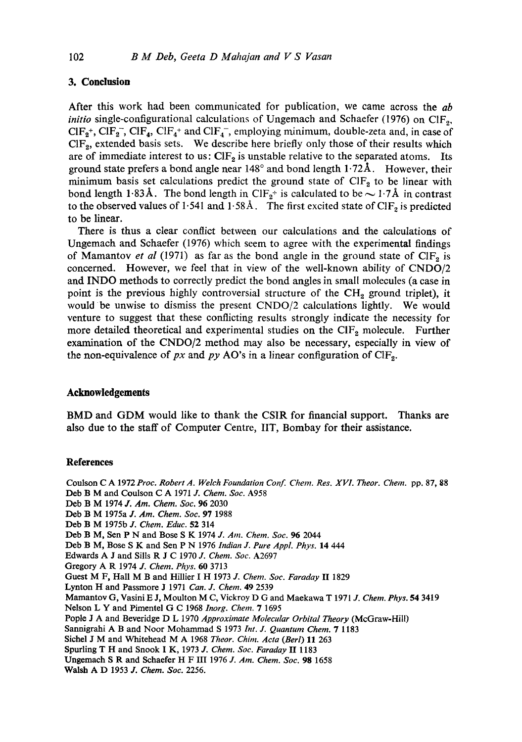## 3. Conclusion

After this work had been communicated for publication, we came across the *ab initio* single-configurational calculations of Ungemach and Schaefer (1976) on $ClF_2$, $ClF_2^+$, $ClF_2^-$, $ClF_4$, $ClF_4^+$ and $ClF_4^-$, employing minimum, double-zeta and, in case of $ClF_2$, extended basis sets. We describe here briefly only those of their results which are of immediate interest to us: $ClF_2$ is unstable relative to the separated atoms. Its ground state prefers a bond angle near 148° and bond length 1·72Å. However, their minimum basis set calculations predict the ground state of $ClF_2$ to be linear with bond length 1·83Å. The bond length in $ClF_2^+$ is calculated to be $\sim$ 1·7Å in contrast to the observed values of 1·541 and 1·58Å. The first excited state of $ClF_2$ is predicted to be linear.

There is thus a clear conflict between our calculations and the calculations of Ungemach and Schaefer (1976) which seem to agree with the experimental findings of Mamantov *et al* (1971) as far as the bond angle in the ground state of $ClF_2$ is concerned. However, we feel that in view of the well-known ability of CNDO/2 and INDO methods to correctly predict the bond angles in small molecules (a case in point is the previous highly controversial structure of the $CH_2$ ground triplet), it would be unwise to dismiss the present CNDO/2 calculations lightly. We would venture to suggest that these conflicting results strongly indicate the necessity for more detailed theoretical and experimental studies on the $ClF_2$ molecule. Further examination of the CNDO/2 method may also be necessary, especially in view of the non-equivalence of *px* and *py* AO's in a linear configuration of $ClF_2$.

## Acknowledgements

BMD and GDM would like to thank the CSIR for financial support. Thanks are also due to the staff of Computer Centre, IIT, Bombay for their assistance.

## References

Coulson C A 1972 *Proc. Robert A. Welch Foundation Conf. Chem. Res. XVI. Theor. Chem.* pp. 87, 88
Deb B M and Coulson C A 1971 *J. Chem. Soc.* A958
Deb B M 1974 *J. Am. Chem. Soc.* **96** 2030
Deb B M 1975a *J. Am. Chem. Soc.* **97** 1988
Deb B M 1975b *J. Chem. Educ.* **52** 314
Deb B M, Sen P N and Bose S K 1974 *J. Am. Chem. Soc.* **96** 2044
Deb B M, Bose S K and Sen P N 1976 *Indian J. Pure Appl. Phys.* **14** 444
Edwards A J and Sills R J C 1970 *J. Chem. Soc.* A2697
Gregory A R 1974 *J. Chem. Phys.* **60** 3713
Guest M F, Hall M B and Hillier I H 1973 *J. Chem. Soc. Faraday* **II** 1829
Lynton H and Passmore J 1971 *Can. J. Chem.* **49** 2539
Mamantov G, Vasini E J, Moulton M C, Vickroy D G and Maekawa T 1971 *J. Chem. Phys.* **54** 3419
Nelson L Y and Pimentel G C 1968 *Inorg. Chem.* **7** 1695
Pople J A and Beveridge D L 1970 *Approximate Molecular Orbital Theory* (McGraw-Hill)
Sannigrahi A B and Noor Mohammad S 1973 *Int. J. Quantum Chem.* **7** 1183
Sichel J M and Whitehead M A 1968 *Theor. Chim. Acta (Berl)* **11** 263
Spurling T H and Snook I K, 1973 *J. Chem. Soc. Faraday* **II** 1183
Ungemach S R and Schaefer H F III 1976 *J. Am. Chem. Soc.* **98** 1658
Walsh A D 1953 *J. Chem. Soc.* 2256.